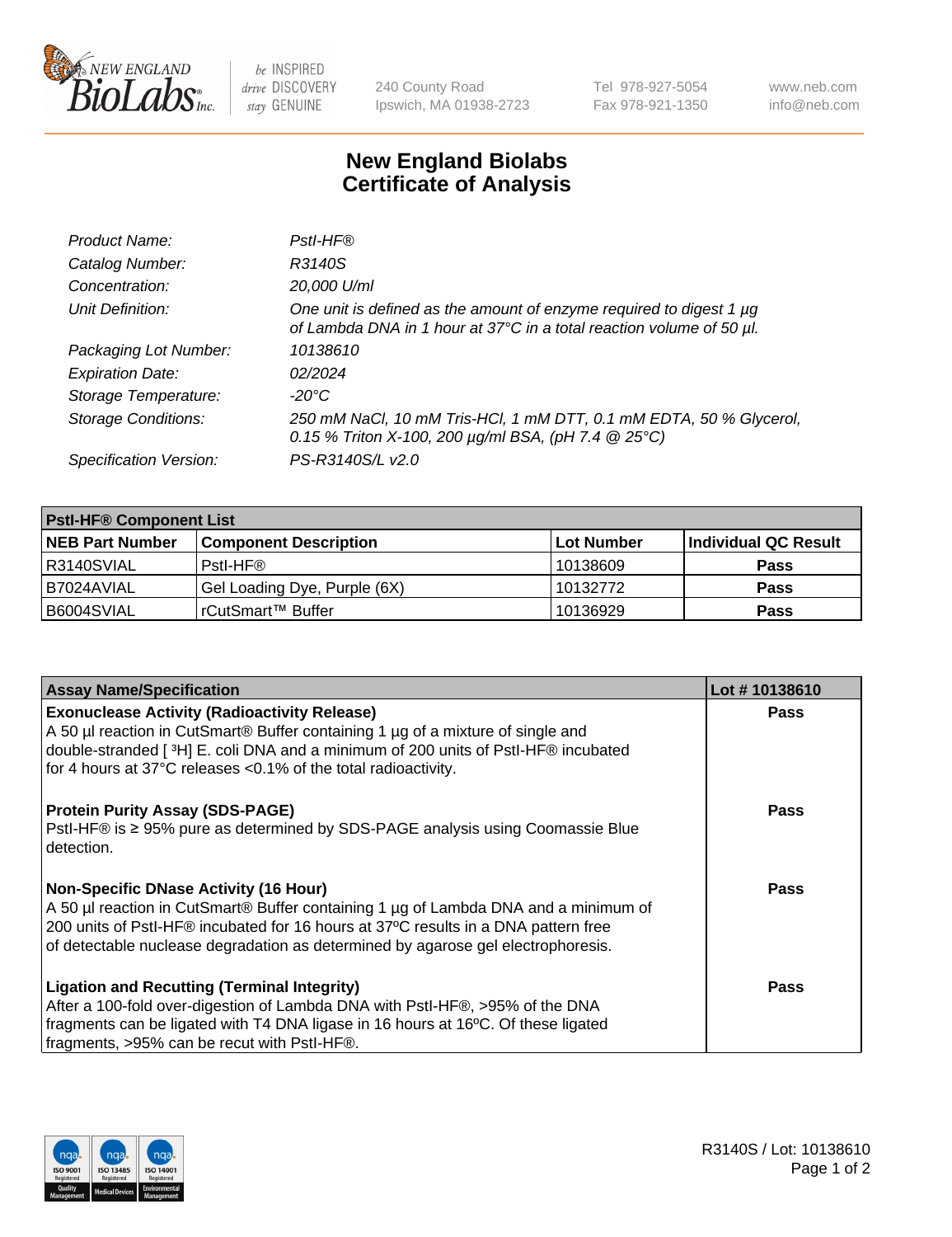be INSPIRED drive DISCOVERY stay GENUINE

240 County Road
Ipswich, MA 01938-2723

Tel 978-927-5054
Fax 978-921-1350

www.neb.com
info@neb.com

# New England Biolabs
# Certificate of Analysis

| | |
|---|---|
| *Product Name:* | *PstI-HF®* |
| *Catalog Number:* | *R3140S* |
| *Concentration:* | *20,000 U/ml* |
| *Unit Definition:* | *One unit is defined as the amount of enzyme required to digest 1 µg of Lambda DNA in 1 hour at 37°C in a total reaction volume of 50 µl.* |
| *Packaging Lot Number:* | *10138610* |
| *Expiration Date:* | *02/2024* |
| *Storage Temperature:* | *-20°C* |
| *Storage Conditions:* | *250 mM NaCl, 10 mM Tris-HCl, 1 mM DTT, 0.1 mM EDTA, 50 % Glycerol, 0.15 % Triton X-100, 200 µg/ml BSA, (pH 7.4 @ 25°C)* |
| *Specification Version:* | *PS-R3140S/L v2.0* |

| **PstI-HF® Component List** | | | |
|---|---|---|---|
| **NEB Part Number** | **Component Description** | **Lot Number** | **Individual QC Result** |
| R3140SVIAL | PstI-HF® | 10138609 | **Pass** |
| B7024AVIAL | Gel Loading Dye, Purple (6X) | 10132772 | **Pass** |
| B6004SVIAL | rCutSmart™ Buffer | 10136929 | **Pass** |

| **Assay Name/Specification** | **Lot # 10138610** |
|---|---|
| **Exonuclease Activity (Radioactivity Release)**<br>A 50 µl reaction in CutSmart® Buffer containing 1 µg of a mixture of single and double-stranded [ $^3$H] E. coli DNA and a minimum of 200 units of PstI-HF® incubated for 4 hours at 37°C releases <0.1% of the total radioactivity. | **Pass** |
| **Protein Purity Assay (SDS-PAGE)**<br>PstI-HF® is ≥ 95% pure as determined by SDS-PAGE analysis using Coomassie Blue detection. | **Pass** |
| **Non-Specific DNase Activity (16 Hour)**<br>A 50 µl reaction in CutSmart® Buffer containing 1 µg of Lambda DNA and a minimum of 200 units of PstI-HF® incubated for 16 hours at 37ºC results in a DNA pattern free of detectable nuclease degradation as determined by agarose gel electrophoresis. | **Pass** |
| **Ligation and Recutting (Terminal Integrity)**<br>After a 100-fold over-digestion of Lambda DNA with PstI-HF®, >95% of the DNA fragments can be ligated with T4 DNA ligase in 16 hours at 16ºC. Of these ligated fragments, >95% can be recut with PstI-HF®. | **Pass** |

R3140S / Lot: 10138610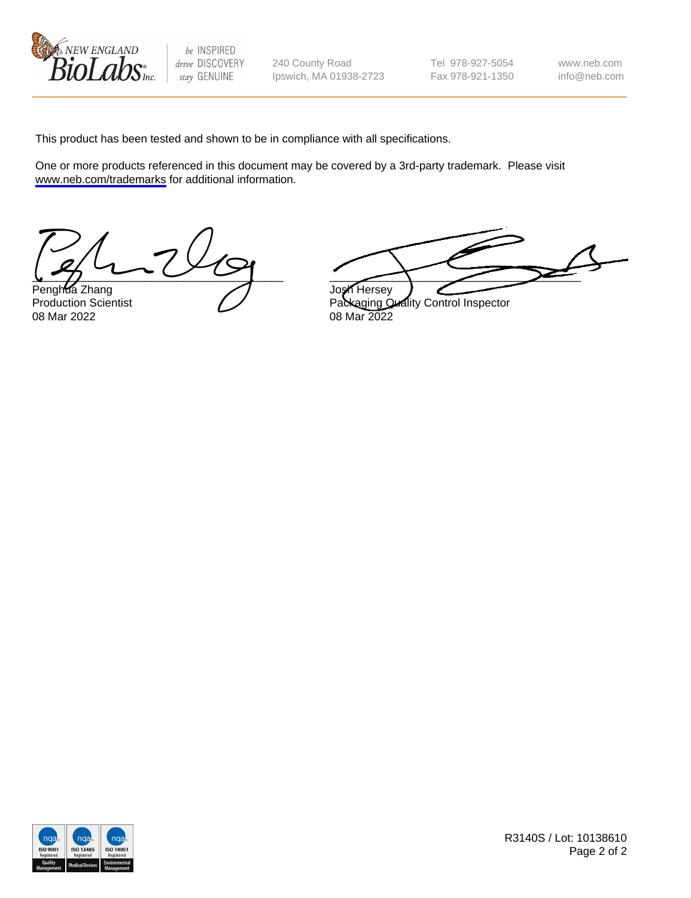This product has been tested and shown to be in compliance with all specifications.

One or more products referenced in this document may be covered by a 3rd-party trademark. Please visit www.neb.com/trademarks for additional information.

Penghua Zhang
Production Scientist
08 Mar 2022

Josh Hersey
Packaging Quality Control Inspector
08 Mar 2022

R3140S / Lot: 10138610